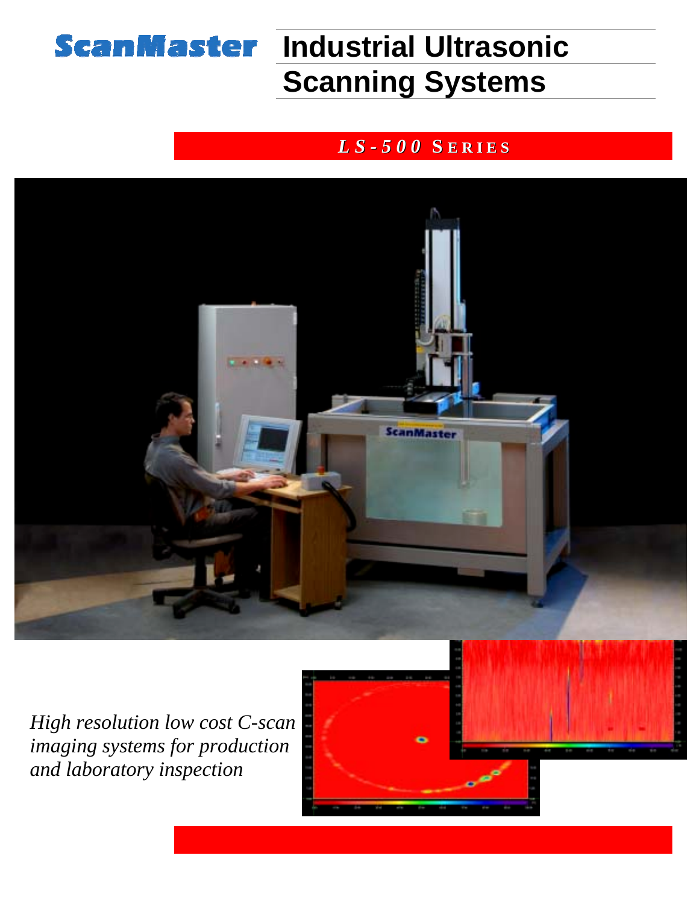ScanMaster

# Industrial Ultrasonic Scanning Systems

## *LS-500* SERIES

*High resolution low cost C-scan imaging systems for production and laboratory inspection*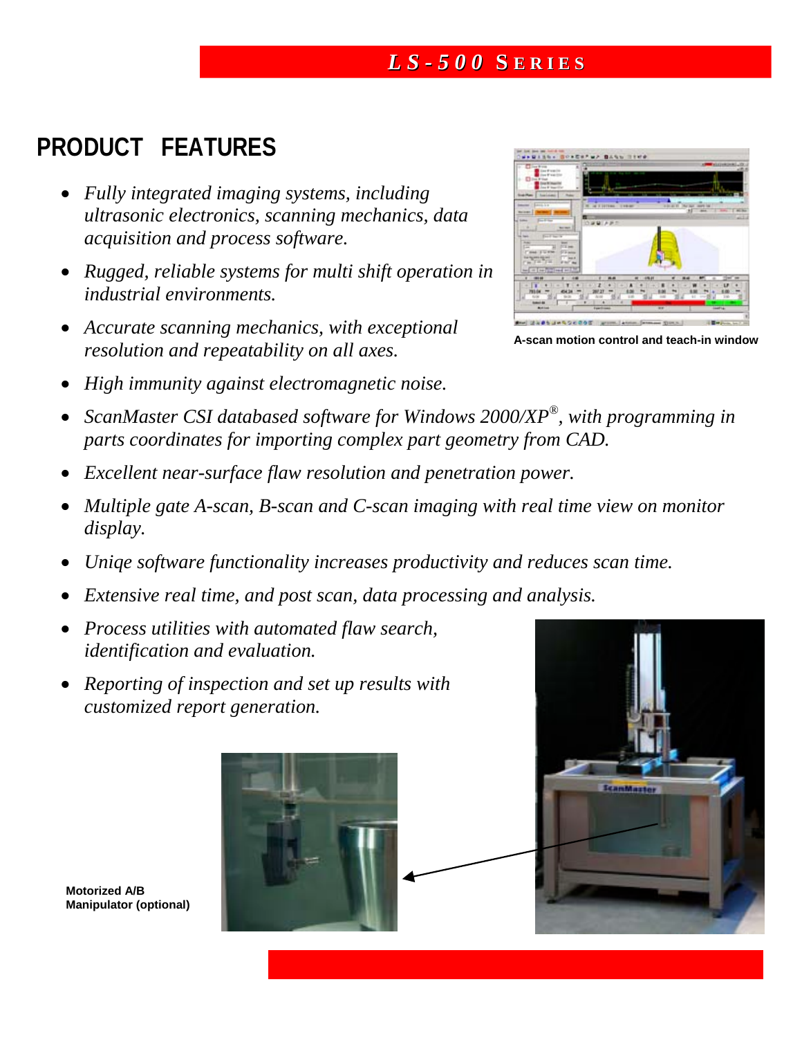## PRODUCT FEATURES

- *Fully integrated imaging systems, including ultrasonic electronics, scanning mechanics, data acquisition and process software.*
- *Rugged, reliable systems for multi shift operation in industrial environments.*
- *Accurate scanning mechanics, with exceptional resolution and repeatability on all axes.*
- *High immunity against electromagnetic noise.*
- *ScanMaster CSI databased software for Windows 2000/XP®, with programming in parts coordinates for importing complex part geometry from CAD.*
- *Excellent near-surface flaw resolution and penetration power.*
- *Multiple gate A-scan, B-scan and C-scan imaging with real time view on monitor display.*
- *Uniqe software functionality increases productivity and reduces scan time.*
- *Extensive real time, and post scan, data processing and analysis.*
- *Process utilities with automated flaw search, identification and evaluation.*
- *Reporting of inspection and set up results with customized report generation.*

**A-scan motion control and teach-in window**

**Motorized A/B Manipulator (optional)**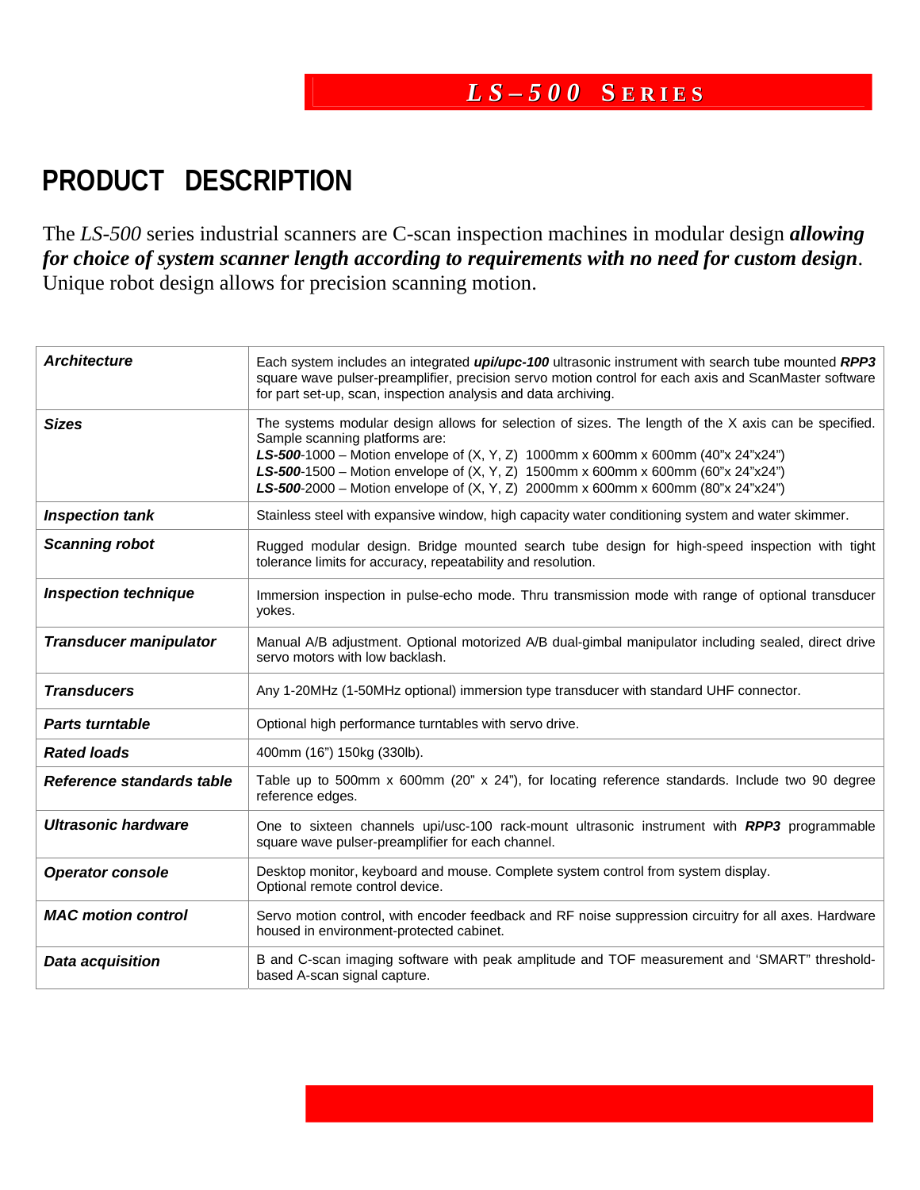# PRODUCT DESCRIPTION

The *LS-500* series industrial scanners are C-scan inspection machines in modular design ***allowing for choice of system scanner length according to requirements with no need for custom design***. Unique robot design allows for precision scanning motion.

| | |
|---|---|
| ***Architecture*** | Each system includes an integrated ***upi/upc-100*** ultrasonic instrument with search tube mounted ***RPP3*** square wave pulser-preamplifier, precision servo motion control for each axis and ScanMaster software for part set-up, scan, inspection analysis and data archiving. |
| ***Sizes*** | The systems modular design allows for selection of sizes. The length of the X axis can be specified. Sample scanning platforms are:<br>***LS-500***-1000 – Motion envelope of (X, Y, Z) 1000mm x 600mm x 600mm (40"x 24"x24")<br>***LS-500***-1500 – Motion envelope of (X, Y, Z) 1500mm x 600mm x 600mm (60"x 24"x24")<br>***LS-500***-2000 – Motion envelope of (X, Y, Z) 2000mm x 600mm x 600mm (80"x 24"x24") |
| ***Inspection tank*** | Stainless steel with expansive window, high capacity water conditioning system and water skimmer. |
| ***Scanning robot*** | Rugged modular design. Bridge mounted search tube design for high-speed inspection with tight tolerance limits for accuracy, repeatability and resolution. |
| ***Inspection technique*** | Immersion inspection in pulse-echo mode. Thru transmission mode with range of optional transducer yokes. |
| ***Transducer manipulator*** | Manual A/B adjustment. Optional motorized A/B dual-gimbal manipulator including sealed, direct drive servo motors with low backlash. |
| ***Transducers*** | Any 1-20MHz (1-50MHz optional) immersion type transducer with standard UHF connector. |
| ***Parts turntable*** | Optional high performance turntables with servo drive. |
| ***Rated loads*** | 400mm (16") 150kg (330lb). |
| ***Reference standards table*** | Table up to 500mm x 600mm (20" x 24"), for locating reference standards. Include two 90 degree reference edges. |
| ***Ultrasonic hardware*** | One to sixteen channels upi/usc-100 rack-mount ultrasonic instrument with ***RPP3*** programmable square wave pulser-preamplifier for each channel. |
| ***Operator console*** | Desktop monitor, keyboard and mouse. Complete system control from system display.<br>Optional remote control device. |
| ***MAC motion control*** | Servo motion control, with encoder feedback and RF noise suppression circuitry for all axes. Hardware housed in environment-protected cabinet. |
| ***Data acquisition*** | B and C-scan imaging software with peak amplitude and TOF measurement and 'SMART" threshold-based A-scan signal capture. |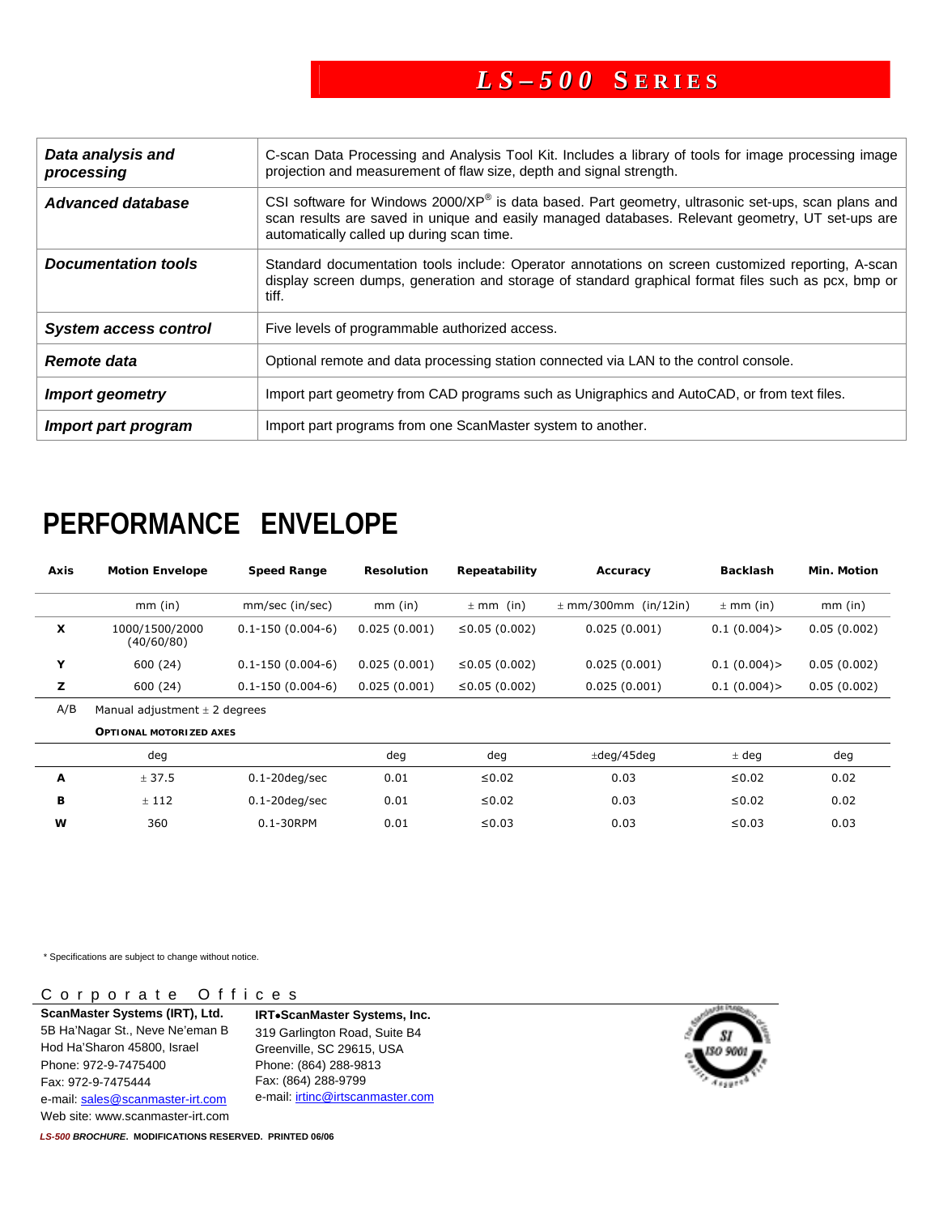# LS–500 SERIES

| | |
|---|---|
| ***Data analysis and processing*** | C-scan Data Processing and Analysis Tool Kit. Includes a library of tools for image processing image projection and measurement of flaw size, depth and signal strength. |
| ***Advanced database*** | CSI software for Windows 2000/XP® is data based. Part geometry, ultrasonic set-ups, scan plans and scan results are saved in unique and easily managed databases. Relevant geometry, UT set-ups are automatically called up during scan time. |
| ***Documentation tools*** | Standard documentation tools include: Operator annotations on screen customized reporting, A-scan display screen dumps, generation and storage of standard graphical format files such as pcx, bmp or tiff. |
| ***System access control*** | Five levels of programmable authorized access. |
| ***Remote data*** | Optional remote and data processing station connected via LAN to the control console. |
| ***Import geometry*** | Import part geometry from CAD programs such as Unigraphics and AutoCAD, or from text files. |
| ***Import part program*** | Import part programs from one ScanMaster system to another. |

# PERFORMANCE ENVELOPE

| Axis | Motion Envelope | Speed Range | Resolution | Repeatability | Accuracy | Backlash | Min. Motion |
|---|---|---|---|---|---|---|---|
| | mm (in) | mm/sec (in/sec) | mm (in) | ± mm (in) | ± mm/300mm (in/12in) | ± mm (in) | mm (in) |
| **X** | 1000/1500/2000 (40/60/80) | 0.1-150 (0.004-6) | 0.025 (0.001) | ≤0.05 (0.002) | 0.025 (0.001) | 0.1 (0.004)> | 0.05 (0.002) |
| **Y** | 600 (24) | 0.1-150 (0.004-6) | 0.025 (0.001) | ≤0.05 (0.002) | 0.025 (0.001) | 0.1 (0.004)> | 0.05 (0.002) |
| **Z** | 600 (24) | 0.1-150 (0.004-6) | 0.025 (0.001) | ≤0.05 (0.002) | 0.025 (0.001) | 0.1 (0.004)> | 0.05 (0.002) |
| A/B | Manual adjustment ± 2 degrees | | | | | | |
| | **OPTIONAL MOTORIZED AXES** | | | | | | |
| | deg | | deg | deg | ±deg/45deg | ± deg | deg |
| **A** | ± 37.5 | 0.1-20deg/sec | 0.01 | ≤0.02 | 0.03 | ≤0.02 | 0.02 |
| **B** | ± 112 | 0.1-20deg/sec | 0.01 | ≤0.02 | 0.03 | ≤0.02 | 0.02 |
| **W** | 360 | 0.1-30RPM | 0.01 | ≤0.03 | 0.03 | ≤0.03 | 0.03 |

* Specifications are subject to change without notice.

## Corporate Offices

**ScanMaster Systems (IRT), Ltd.**
5B Ha'Nagar St., Neve Ne'eman B
Hod Ha'Sharon 45800, Israel
Phone: 972-9-7475400
Fax: 972-9-7475444
e-mail: sales@scanmaster-irt.com
Web site: www.scanmaster-irt.com

**IRT•ScanMaster Systems, Inc.**
319 Garlington Road, Suite B4
Greenville, SC 29615, USA
Phone: (864) 288-9813
Fax: (864) 288-9799
e-mail: irtinc@irtscanmaster.com

***LS-500 BROCHURE.*** **MODIFICATIONS RESERVED. PRINTED 06/06**